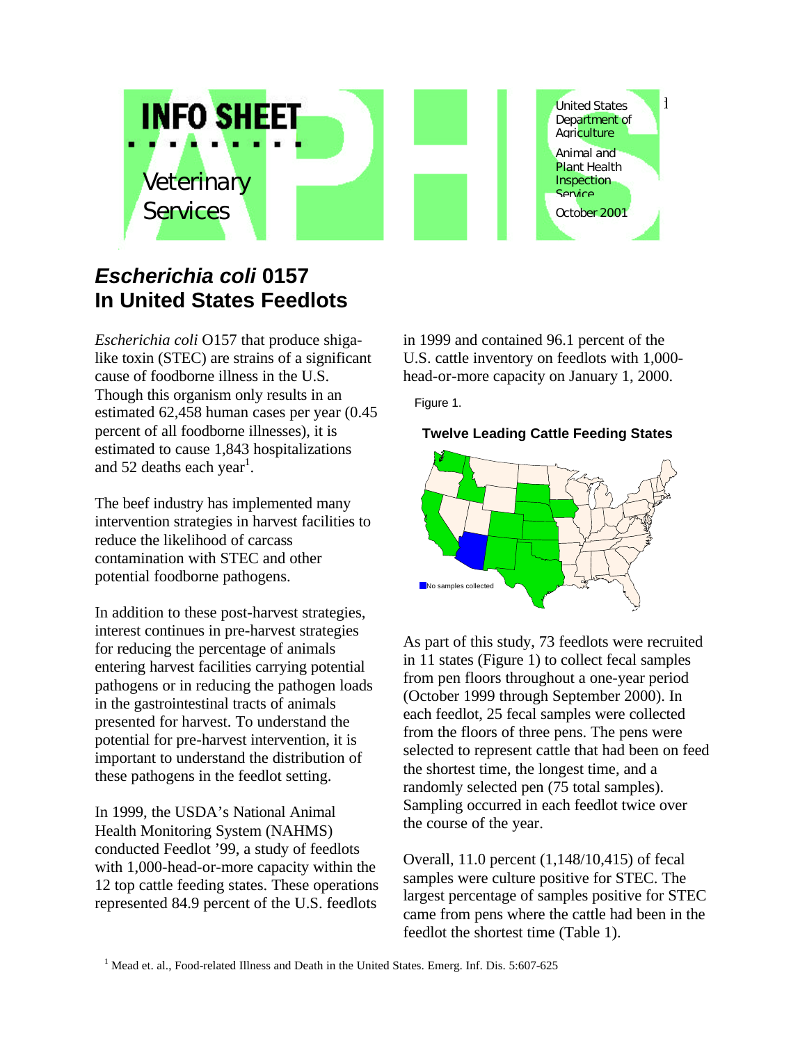INFO SHEET

Veterinary Services

United States Department of Agriculture

Animal and Plant Health Inspection Service

October 2001

# *Escherichia coli* 0157 In United States Feedlots

*Escherichia coli* O157 that produce shiga-like toxin (STEC) are strains of a significant cause of foodborne illness in the U.S. Though this organism only results in an estimated 62,458 human cases per year (0.45 percent of all foodborne illnesses), it is estimated to cause 1,843 hospitalizations and 52 deaths each year[1].

The beef industry has implemented many intervention strategies in harvest facilities to reduce the likelihood of carcass contamination with STEC and other potential foodborne pathogens.

In addition to these post-harvest strategies, interest continues in pre-harvest strategies for reducing the percentage of animals entering harvest facilities carrying potential pathogens or in reducing the pathogen loads in the gastrointestinal tracts of animals presented for harvest. To understand the potential for pre-harvest intervention, it is important to understand the distribution of these pathogens in the feedlot setting.

In 1999, the USDA's National Animal Health Monitoring System (NAHMS) conducted Feedlot '99, a study of feedlots with 1,000-head-or-more capacity within the 12 top cattle feeding states. These operations represented 84.9 percent of the U.S. feedlots in 1999 and contained 96.1 percent of the U.S. cattle inventory on feedlots with 1,000-head-or-more capacity on January 1, 2000.

Figure 1.

**Twelve Leading Cattle Feeding States**

No samples collected

As part of this study, 73 feedlots were recruited in 11 states (Figure 1) to collect fecal samples from pen floors throughout a one-year period (October 1999 through September 2000). In each feedlot, 25 fecal samples were collected from the floors of three pens. The pens were selected to represent cattle that had been on feed the shortest time, the longest time, and a randomly selected pen (75 total samples). Sampling occurred in each feedlot twice over the course of the year.

Overall, 11.0 percent (1,148/10,415) of fecal samples were culture positive for STEC. The largest percentage of samples positive for STEC came from pens where the cattle had been in the feedlot the shortest time (Table 1).

[1] Mead et. al., Food-related Illness and Death in the United States. Emerg. Inf. Dis. 5:607-625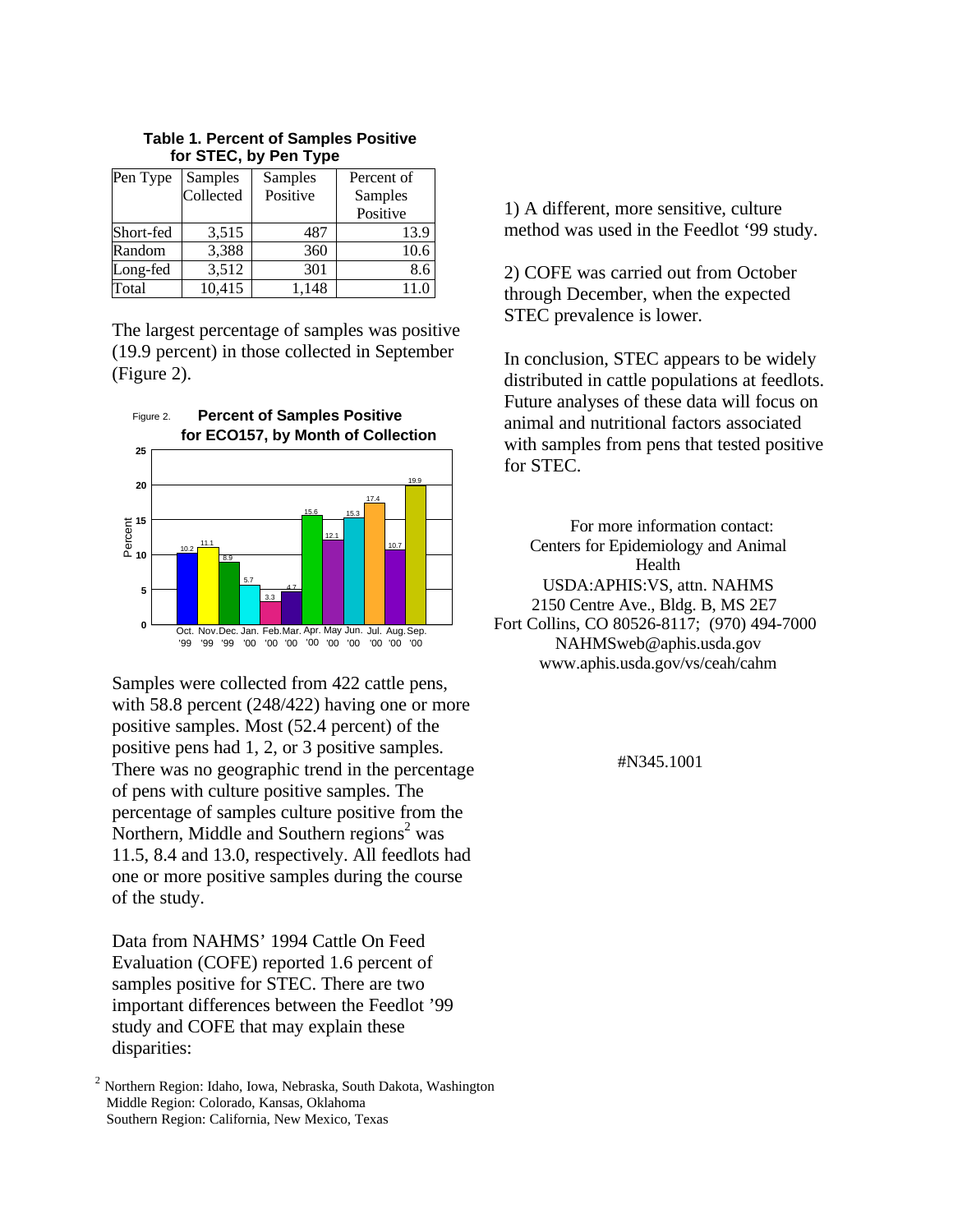**Table 1. Percent of Samples Positive for STEC, by Pen Type**

| Pen Type | Samples Collected | Samples Positive | Percent of Samples Positive |
|---|---|---|---|
| Short-fed | 3,515 | 487 | 13.9 |
| Random | 3,388 | 360 | 10.6 |
| Long-fed | 3,512 | 301 | 8.6 |
| Total | 10,415 | 1,148 | 11.0 |

The largest percentage of samples was positive (19.9 percent) in those collected in September (Figure 2).

Figure 2. **Percent of Samples Positive for ECO157, by Month of Collection**

Percent

25
20
15
10
5
0

10.2 11.1 8.9 5.7 3.3 4.7 15.6 12.1 15.3 17.4 10.7 19.9

Oct. '99 Nov. '99 Dec. '99 Jan. '00 Feb. '00 Mar. '00 Apr. '00 May '00 Jun. '00 Jul. '00 Aug. '00 Sep. '00

Samples were collected from 422 cattle pens, with 58.8 percent (248/422) having one or more positive samples. Most (52.4 percent) of the positive pens had 1, 2, or 3 positive samples. There was no geographic trend in the percentage of pens with culture positive samples. The percentage of samples culture positive from the Northern, Middle and Southern regions[2] was 11.5, 8.4 and 13.0, respectively. All feedlots had one or more positive samples during the course of the study.

Data from NAHMS' 1994 Cattle On Feed Evaluation (COFE) reported 1.6 percent of samples positive for STEC. There are two important differences between the Feedlot '99 study and COFE that may explain these disparities:

1) A different, more sensitive, culture method was used in the Feedlot '99 study.

2) COFE was carried out from October through December, when the expected STEC prevalence is lower.

In conclusion, STEC appears to be widely distributed in cattle populations at feedlots. Future analyses of these data will focus on animal and nutritional factors associated with samples from pens that tested positive for STEC.

For more information contact:
Centers for Epidemiology and Animal Health
USDA:APHIS:VS, attn. NAHMS
2150 Centre Ave., Bldg. B, MS 2E7
Fort Collins, CO 80526-8117; (970) 494-7000
NAHMSweb@aphis.usda.gov
www.aphis.usda.gov/vs/ceah/cahm

#N345.1001

[2] Northern Region: Idaho, Iowa, Nebraska, South Dakota, Washington
Middle Region: Colorado, Kansas, Oklahoma
Southern Region: California, New Mexico, Texas